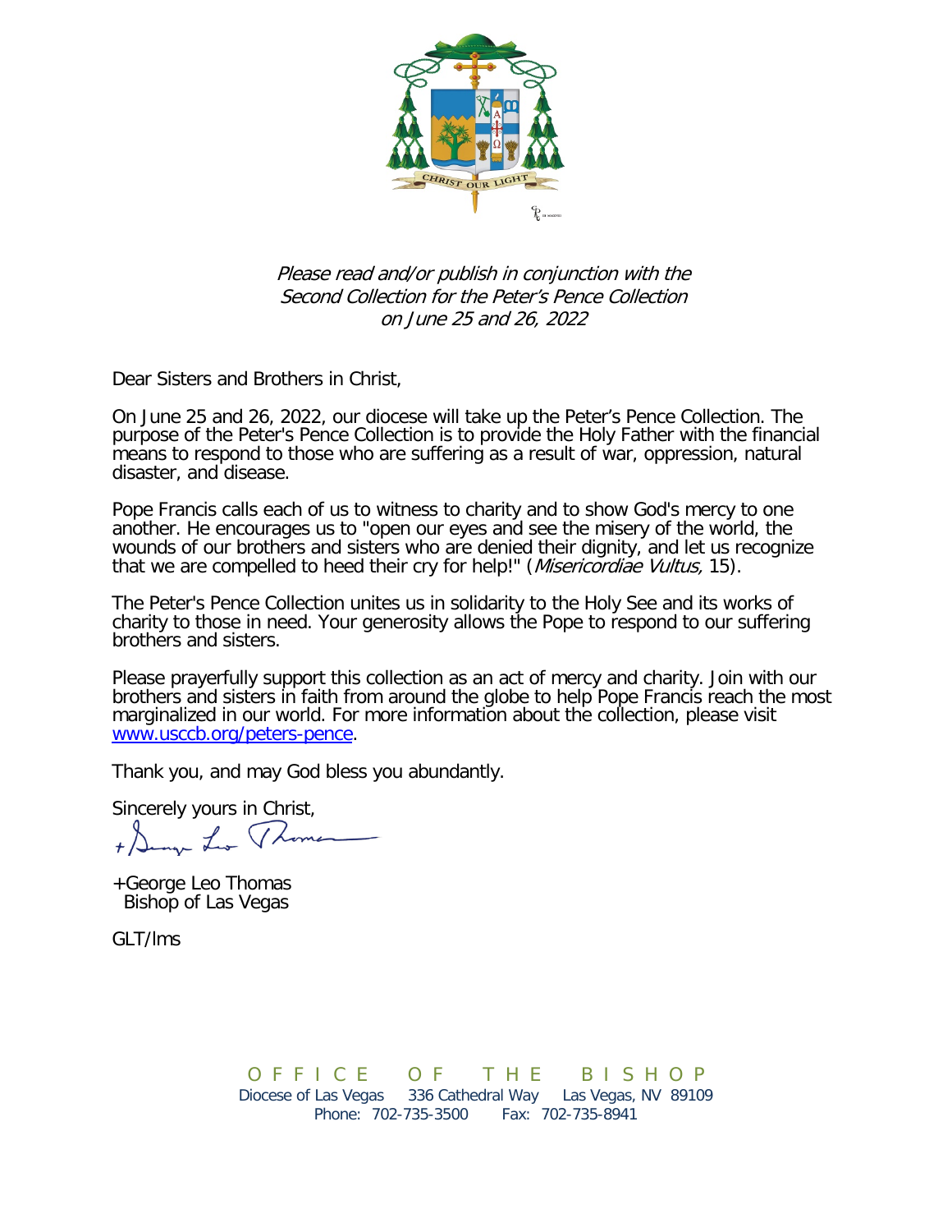*Please read and/or publish in conjunction with the*
*Second Collection for the Peter's Pence Collection*
*on June 25 and 26, 2022*

Dear Sisters and Brothers in Christ,

On June 25 and 26, 2022, our diocese will take up the Peter's Pence Collection. The purpose of the Peter's Pence Collection is to provide the Holy Father with the financial means to respond to those who are suffering as a result of war, oppression, natural disaster, and disease.

Pope Francis calls each of us to witness to charity and to show God's mercy to one another. He encourages us to "open our eyes and see the misery of the world, the wounds of our brothers and sisters who are denied their dignity, and let us recognize that we are compelled to heed their cry for help!" (*Misericordiae Vultus,* 15).

The Peter's Pence Collection unites us in solidarity to the Holy See and its works of charity to those in need. Your generosity allows the Pope to respond to our suffering brothers and sisters.

Please prayerfully support this collection as an act of mercy and charity. Join with our brothers and sisters in faith from around the globe to help Pope Francis reach the most marginalized in our world. For more information about the collection, please visit [www.usccb.org/peters-pence](http://www.usccb.org/peters-pence).

Thank you, and may God bless you abundantly.

Sincerely yours in Christ,

+George Leo Thomas
Bishop of Las Vegas

GLT/lms

OFFICE OF THE BISHOP
Diocese of Las Vegas 336 Cathedral Way Las Vegas, NV 89109
Phone: 702-735-3500 Fax: 702-735-8941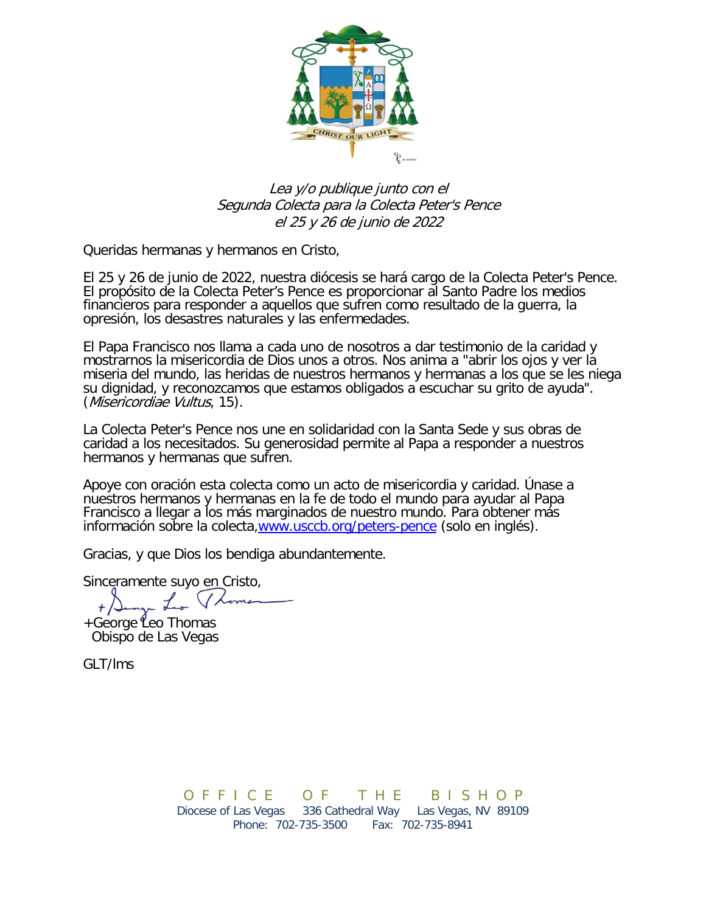*Lea y/o publique junto con el*
*Segunda Colecta para la Colecta Peter's Pence*
*el 25 y 26 de junio de 2022*

Queridas hermanas y hermanos en Cristo,

El 25 y 26 de junio de 2022, nuestra diócesis se hará cargo de la Colecta Peter's Pence. El propósito de la Colecta Peter's Pence es proporcionar al Santo Padre los medios financieros para responder a aquellos que sufren como resultado de la guerra, la opresión, los desastres naturales y las enfermedades.

El Papa Francisco nos llama a cada uno de nosotros a dar testimonio de la caridad y mostrarnos la misericordia de Dios unos a otros. Nos anima a "abrir los ojos y ver la miseria del mundo, las heridas de nuestros hermanos y hermanas a los que se les niega su dignidad, y reconozcamos que estamos obligados a escuchar su grito de ayuda". (*Misericordiae Vultus*, 15).

La Colecta Peter's Pence nos une en solidaridad con la Santa Sede y sus obras de caridad a los necesitados. Su generosidad permite al Papa a responder a nuestros hermanos y hermanas que sufren.

Apoye con oración esta colecta como un acto de misericordia y caridad. Únase a nuestros hermanos y hermanas en la fe de todo el mundo para ayudar al Papa Francisco a llegar a los más marginados de nuestro mundo. Para obtener más información sobre la colecta,[www.usccb.org/peters-pence](http://www.usccb.org/peters-pence) (solo en inglés).

Gracias, y que Dios los bendiga abundantemente.

Sinceramente suyo en Cristo,

+George Leo Thomas
Obispo de Las Vegas

GLT/lms

OFFICE OF THE BISHOP
Diocese of Las Vegas 336 Cathedral Way Las Vegas, NV 89109
Phone: 702-735-3500 Fax: 702-735-8941